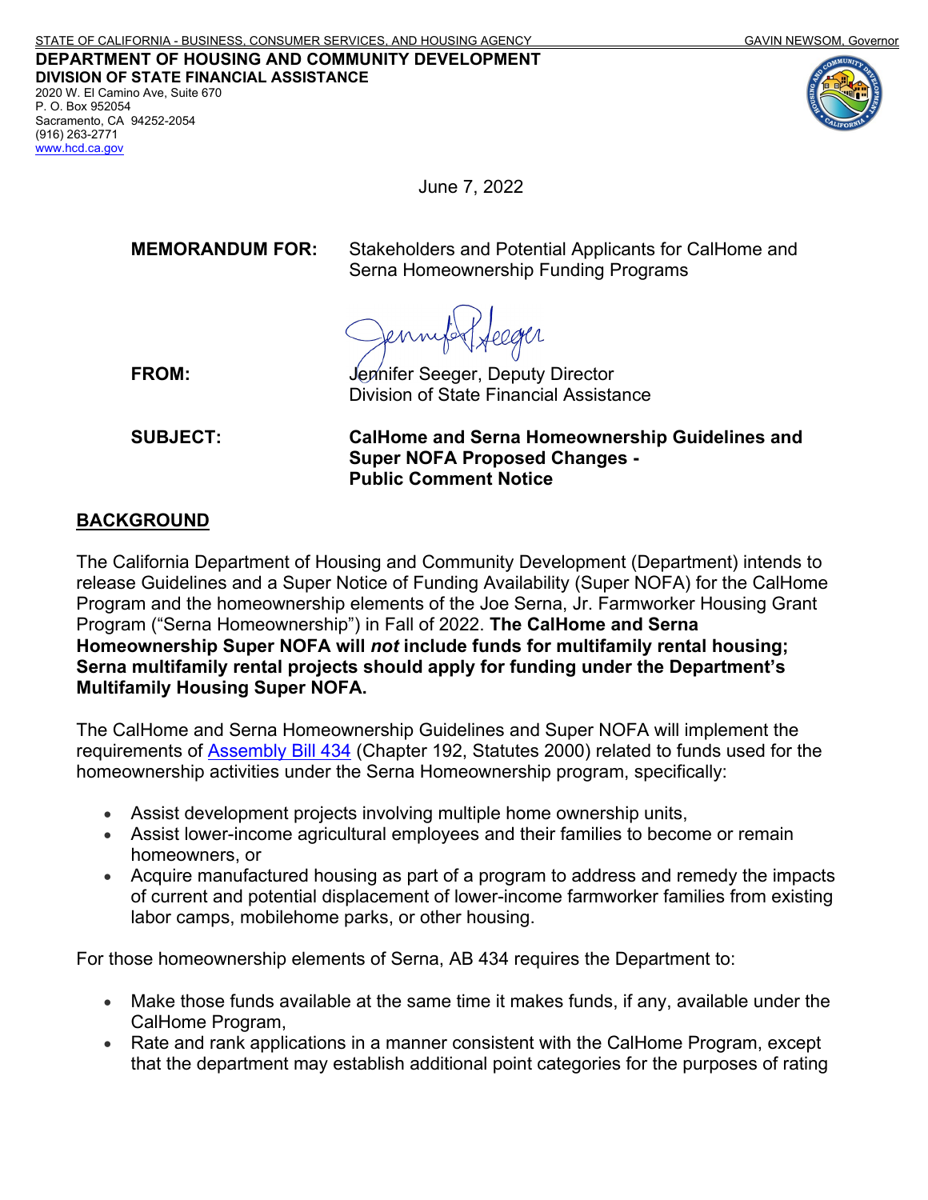STATE OF CALIFORNIA - BUSINESS, CONSUMER SERVICES, AND HOUSING AGENCY GAVIN NEWSOM, Governor

**DEPARTMENT OF HOUSING AND COMMUNITY DEVELOPMENT**
**DIVISION OF STATE FINANCIAL ASSISTANCE**
2020 W. El Camino Ave, Suite 670
P. O. Box 952054
Sacramento, CA 94252-2054
(916) 263-2771
www.hcd.ca.gov

June 7, 2022

**MEMORANDUM FOR:** Stakeholders and Potential Applicants for CalHome and Serna Homeownership Funding Programs

**FROM:** Jennifer Seeger, Deputy Director
Division of State Financial Assistance

**SUBJECT:** **CalHome and Serna Homeownership Guidelines and Super NOFA Proposed Changes - Public Comment Notice**

## BACKGROUND

The California Department of Housing and Community Development (Department) intends to release Guidelines and a Super Notice of Funding Availability (Super NOFA) for the CalHome Program and the homeownership elements of the Joe Serna, Jr. Farmworker Housing Grant Program ("Serna Homeownership") in Fall of 2022. **The CalHome and Serna Homeownership Super NOFA will *not* include funds for multifamily rental housing; Serna multifamily rental projects should apply for funding under the Department's Multifamily Housing Super NOFA.**

The CalHome and Serna Homeownership Guidelines and Super NOFA will implement the requirements of Assembly Bill 434 (Chapter 192, Statutes 2000) related to funds used for the homeownership activities under the Serna Homeownership program, specifically:

- Assist development projects involving multiple home ownership units,
- Assist lower-income agricultural employees and their families to become or remain homeowners, or
- Acquire manufactured housing as part of a program to address and remedy the impacts of current and potential displacement of lower-income farmworker families from existing labor camps, mobilehome parks, or other housing.

For those homeownership elements of Serna, AB 434 requires the Department to:

- Make those funds available at the same time it makes funds, if any, available under the CalHome Program,
- Rate and rank applications in a manner consistent with the CalHome Program, except that the department may establish additional point categories for the purposes of rating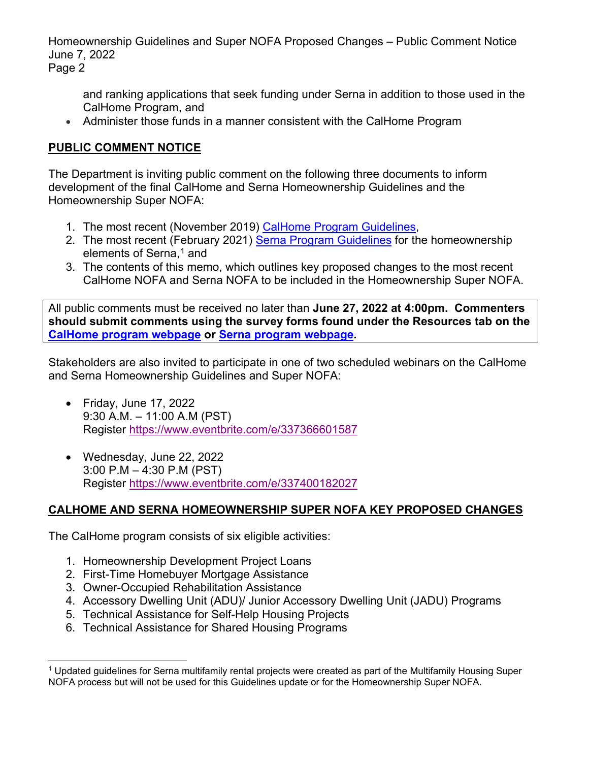and ranking applications that seek funding under Serna in addition to those used in the CalHome Program, and
- Administer those funds in a manner consistent with the CalHome Program

## PUBLIC COMMENT NOTICE

The Department is inviting public comment on the following three documents to inform development of the final CalHome and Serna Homeownership Guidelines and the Homeownership Super NOFA:

1. The most recent (November 2019) CalHome Program Guidelines,
2. The most recent (February 2021) Serna Program Guidelines for the homeownership elements of Serna,[1] and
3. The contents of this memo, which outlines key proposed changes to the most recent CalHome NOFA and Serna NOFA to be included in the Homeownership Super NOFA.

All public comments must be received no later than **June 27, 2022 at 4:00pm. Commenters should submit comments using the survey forms found under the Resources tab on the CalHome program webpage or Serna program webpage.**

Stakeholders are also invited to participate in one of two scheduled webinars on the CalHome and Serna Homeownership Guidelines and Super NOFA:

- Friday, June 17, 2022
  9:30 A.M. – 11:00 A.M (PST)
  Register https://www.eventbrite.com/e/337366601587

- Wednesday, June 22, 2022
  3:00 P.M – 4:30 P.M (PST)
  Register https://www.eventbrite.com/e/337400182027

## CALHOME AND SERNA HOMEOWNERSHIP SUPER NOFA KEY PROPOSED CHANGES

The CalHome program consists of six eligible activities:

1. Homeownership Development Project Loans
2. First-Time Homebuyer Mortgage Assistance
3. Owner-Occupied Rehabilitation Assistance
4. Accessory Dwelling Unit (ADU)/ Junior Accessory Dwelling Unit (JADU) Programs
5. Technical Assistance for Self-Help Housing Projects
6. Technical Assistance for Shared Housing Programs

[1] Updated guidelines for Serna multifamily rental projects were created as part of the Multifamily Housing Super NOFA process but will not be used for this Guidelines update or for the Homeownership Super NOFA.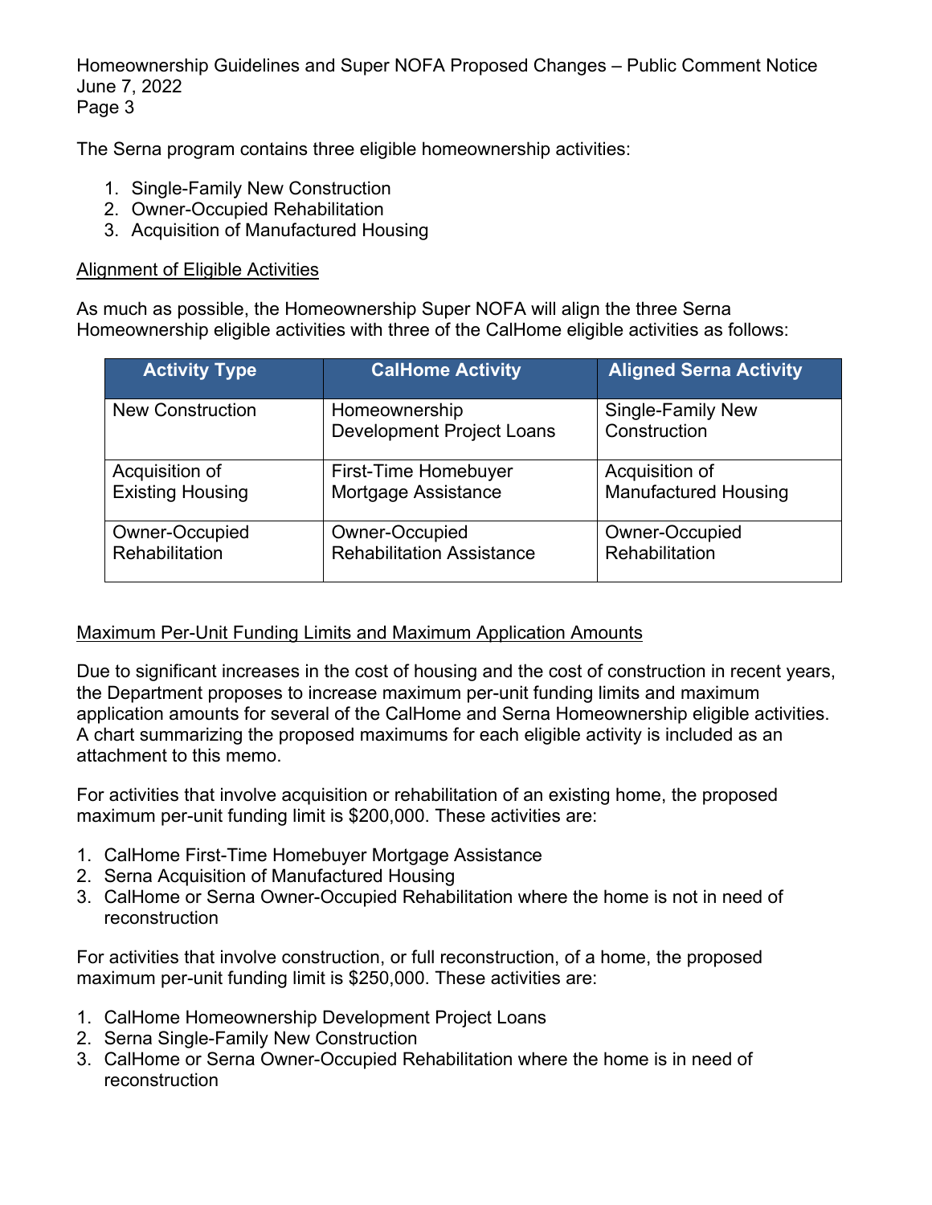The Serna program contains three eligible homeownership activities:

1. Single-Family New Construction
2. Owner-Occupied Rehabilitation
3. Acquisition of Manufactured Housing

<u>Alignment of Eligible Activities</u>

As much as possible, the Homeownership Super NOFA will align the three Serna Homeownership eligible activities with three of the CalHome eligible activities as follows:

| Activity Type | CalHome Activity | Aligned Serna Activity |
|---|---|---|
| New Construction | Homeownership Development Project Loans | Single-Family New Construction |
| Acquisition of Existing Housing | First-Time Homebuyer Mortgage Assistance | Acquisition of Manufactured Housing |
| Owner-Occupied Rehabilitation | Owner-Occupied Rehabilitation Assistance | Owner-Occupied Rehabilitation |

<u>Maximum Per-Unit Funding Limits and Maximum Application Amounts</u>

Due to significant increases in the cost of housing and the cost of construction in recent years, the Department proposes to increase maximum per-unit funding limits and maximum application amounts for several of the CalHome and Serna Homeownership eligible activities. A chart summarizing the proposed maximums for each eligible activity is included as an attachment to this memo.

For activities that involve acquisition or rehabilitation of an existing home, the proposed maximum per-unit funding limit is $200,000. These activities are:

1. CalHome First-Time Homebuyer Mortgage Assistance
2. Serna Acquisition of Manufactured Housing
3. CalHome or Serna Owner-Occupied Rehabilitation where the home is not in need of reconstruction

For activities that involve construction, or full reconstruction, of a home, the proposed maximum per-unit funding limit is $250,000. These activities are:

1. CalHome Homeownership Development Project Loans
2. Serna Single-Family New Construction
3. CalHome or Serna Owner-Occupied Rehabilitation where the home is in need of reconstruction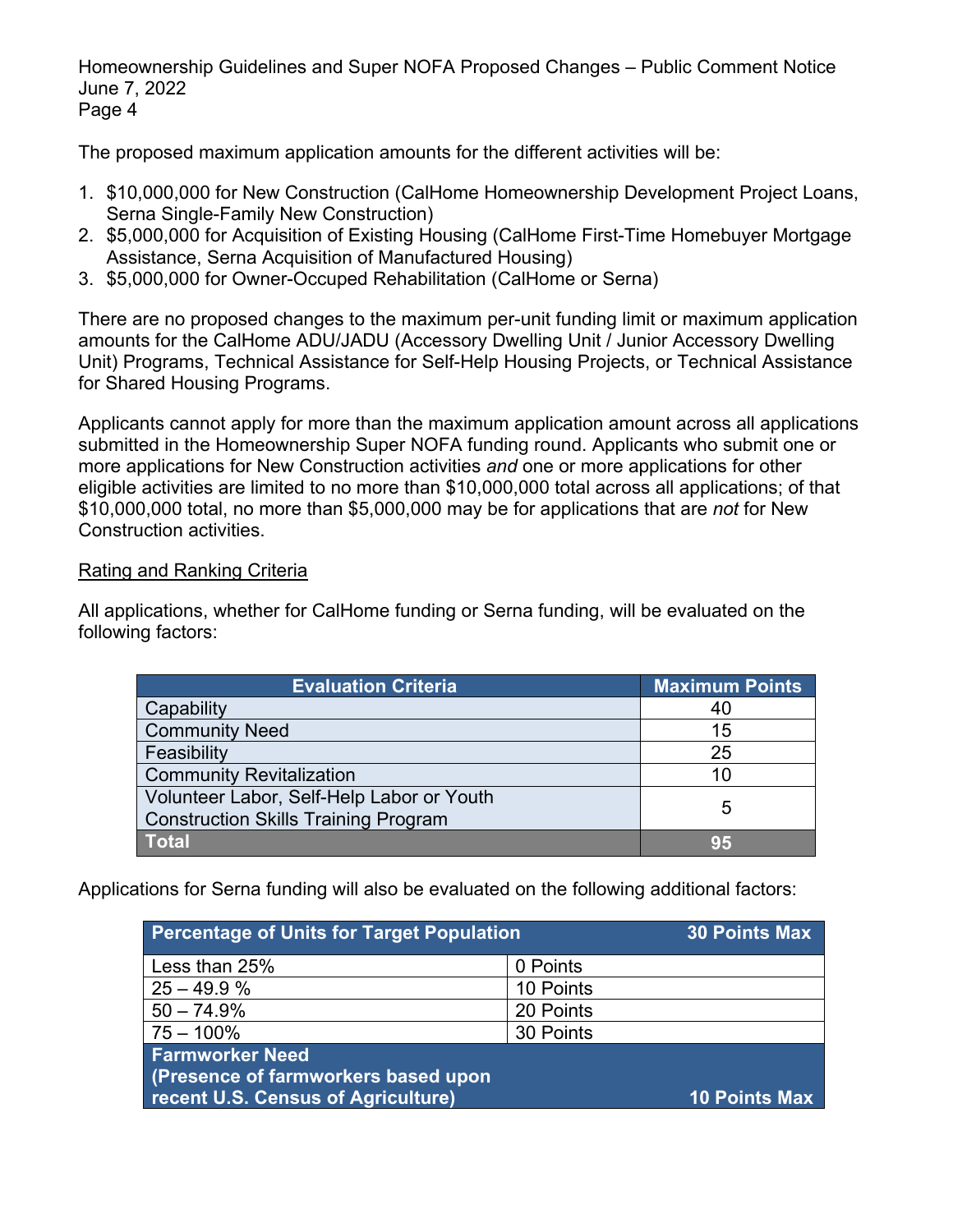The proposed maximum application amounts for the different activities will be:

1. $10,000,000 for New Construction (CalHome Homeownership Development Project Loans, Serna Single-Family New Construction)
2. $5,000,000 for Acquisition of Existing Housing (CalHome First-Time Homebuyer Mortgage Assistance, Serna Acquisition of Manufactured Housing)
3. $5,000,000 for Owner-Occuped Rehabilitation (CalHome or Serna)

There are no proposed changes to the maximum per-unit funding limit or maximum application amounts for the CalHome ADU/JADU (Accessory Dwelling Unit / Junior Accessory Dwelling Unit) Programs, Technical Assistance for Self-Help Housing Projects, or Technical Assistance for Shared Housing Programs.

Applicants cannot apply for more than the maximum application amount across all applications submitted in the Homeownership Super NOFA funding round. Applicants who submit one or more applications for New Construction activities *and* one or more applications for other eligible activities are limited to no more than $10,000,000 total across all applications; of that $10,000,000 total, no more than $5,000,000 may be for applications that are *not* for New Construction activities.

Rating and Ranking Criteria

All applications, whether for CalHome funding or Serna funding, will be evaluated on the following factors:

| Evaluation Criteria | Maximum Points |
|---|---|
| Capability | 40 |
| Community Need | 15 |
| Feasibility | 25 |
| Community Revitalization | 10 |
| Volunteer Labor, Self-Help Labor or Youth Construction Skills Training Program | 5 |
| **Total** | **95** |

Applications for Serna funding will also be evaluated on the following additional factors:

| Percentage of Units for Target Population | 30 Points Max |
|---|---|
| Less than 25% | 0 Points |
| 25 – 49.9 % | 10 Points |
| 50 – 74.9% | 20 Points |
| 75 – 100% | 30 Points |
| **Farmworker Need (Presence of farmworkers based upon recent U.S. Census of Agriculture)** | **10 Points Max** |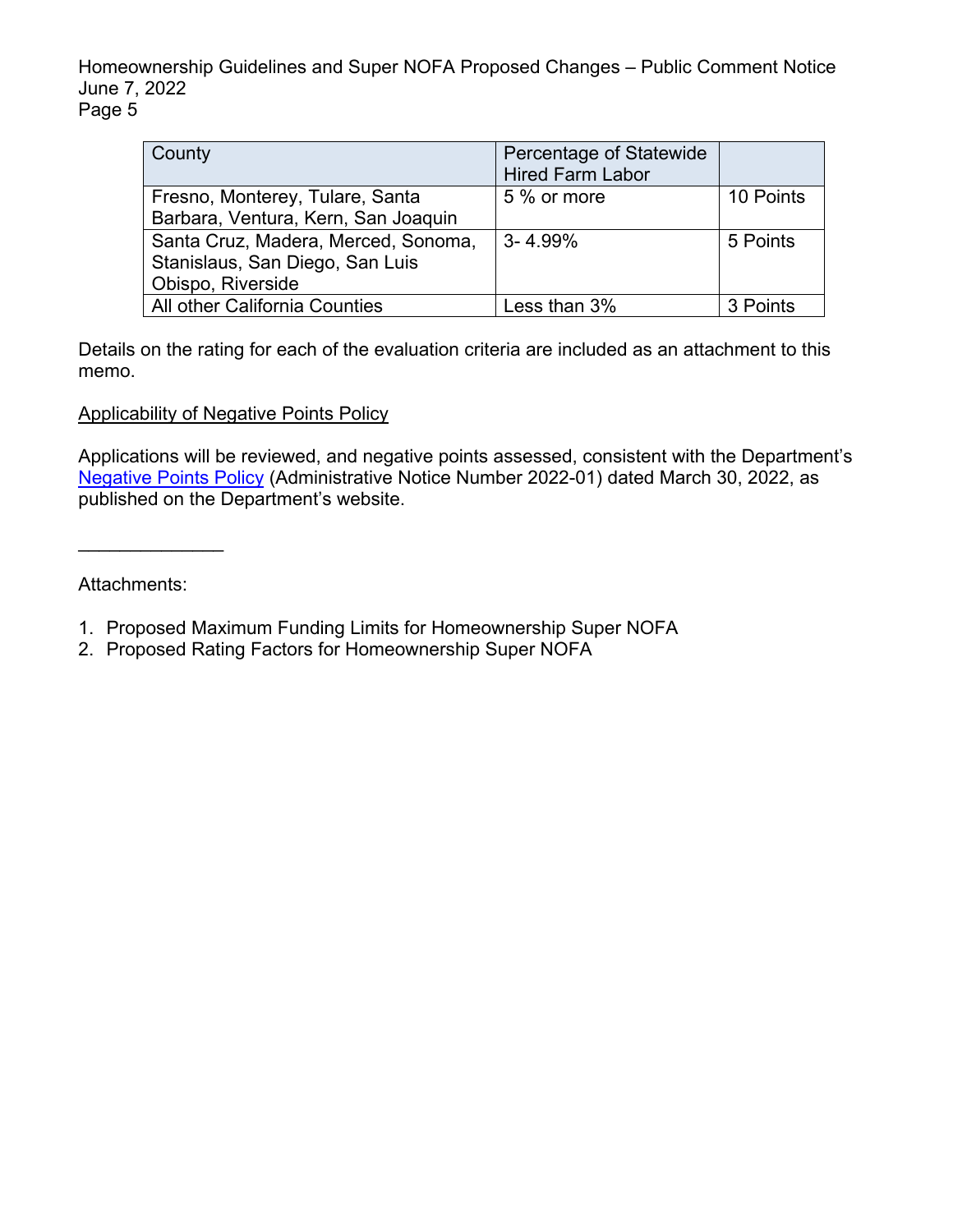| County | Percentage of Statewide Hired Farm Labor | |
|---|---|---|
| Fresno, Monterey, Tulare, Santa Barbara, Ventura, Kern, San Joaquin | 5 % or more | 10 Points |
| Santa Cruz, Madera, Merced, Sonoma, Stanislaus, San Diego, San Luis Obispo, Riverside | 3- 4.99% | 5 Points |
| All other California Counties | Less than 3% | 3 Points |

Details on the rating for each of the evaluation criteria are included as an attachment to this memo.

Applicability of Negative Points Policy

Applications will be reviewed, and negative points assessed, consistent with the Department's Negative Points Policy (Administrative Notice Number 2022-01) dated March 30, 2022, as published on the Department's website.

______________

Attachments:

1. Proposed Maximum Funding Limits for Homeownership Super NOFA
2. Proposed Rating Factors for Homeownership Super NOFA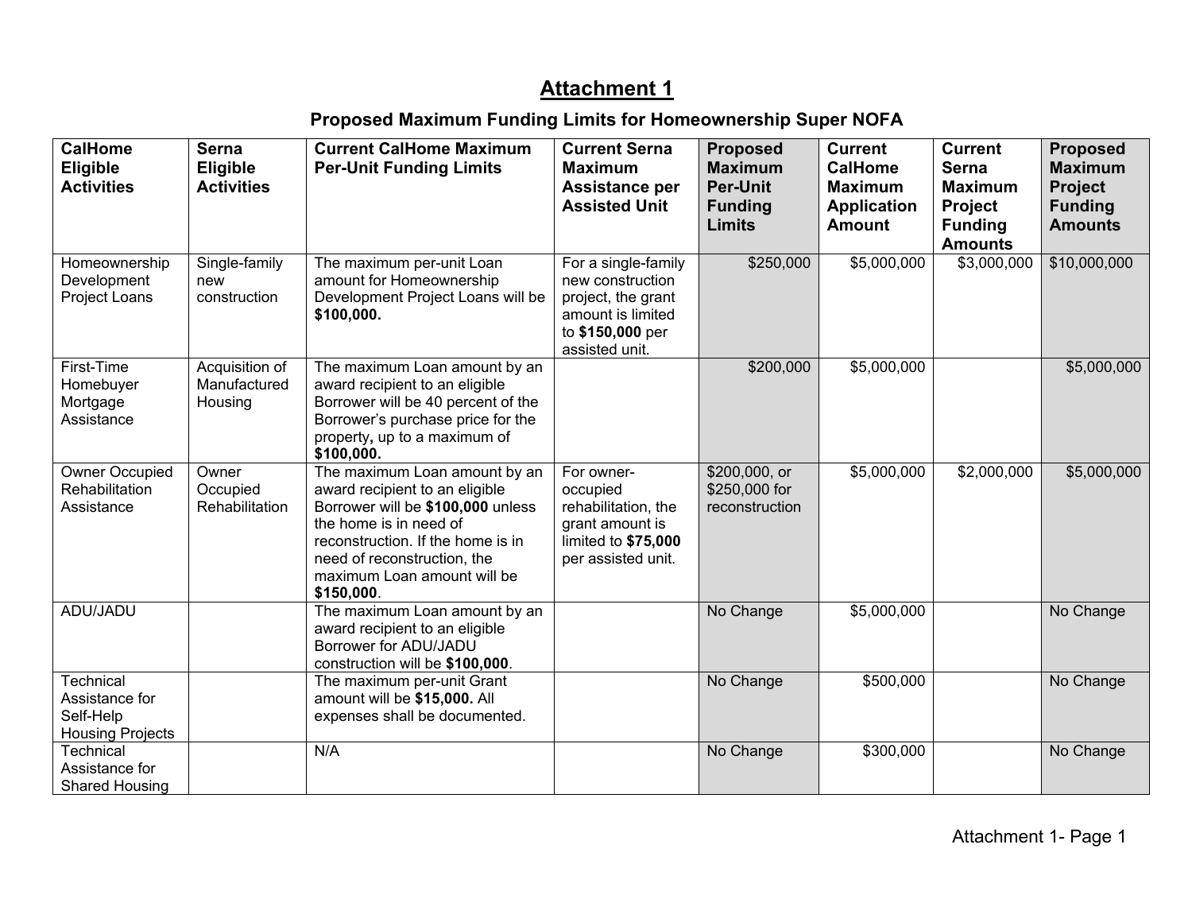# Attachment 1

## Proposed Maximum Funding Limits for Homeownership Super NOFA

| CalHome Eligible Activities | Serna Eligible Activities | Current CalHome Maximum Per-Unit Funding Limits | Current Serna Maximum Assistance per Assisted Unit | Proposed Maximum Per-Unit Funding Limits | Current CalHome Maximum Application Amount | Current Serna Maximum Project Funding Amounts | Proposed Maximum Project Funding Amounts |
|---|---|---|---|---|---|---|---|
| Homeownership Development Project Loans | Single-family new construction | The maximum per-unit Loan amount for Homeownership Development Project Loans will be **$100,000.** | For a single-family new construction project, the grant amount is limited to **$150,000** per assisted unit. | $250,000 | $5,000,000 | $3,000,000 | $10,000,000 |
| First-Time Homebuyer Mortgage Assistance | Acquisition of Manufactured Housing | The maximum Loan amount by an award recipient to an eligible Borrower will be 40 percent of the Borrower's purchase price for the property**,** up to a maximum of **$100,000.** | | $200,000 | $5,000,000 | | $5,000,000 |
| Owner Occupied Rehabilitation Assistance | Owner Occupied Rehabilitation | The maximum Loan amount by an award recipient to an eligible Borrower will be **$100,000** unless the home is in need of reconstruction. If the home is in need of reconstruction, the maximum Loan amount will be **$150,000**. | For owner-occupied rehabilitation, the grant amount is limited to **$75,000** per assisted unit. | $200,000, or $250,000 for reconstruction | $5,000,000 | $2,000,000 | $5,000,000 |
| ADU/JADU | | The maximum Loan amount by an award recipient to an eligible Borrower for ADU/JADU construction will be **$100,000**. | | No Change | $5,000,000 | | No Change |
| Technical Assistance for Self-Help Housing Projects | | The maximum per-unit Grant amount will be **$15,000.** All expenses shall be documented. | | No Change | $500,000 | | No Change |
| Technical Assistance for Shared Housing | | N/A | | No Change | $300,000 | | No Change |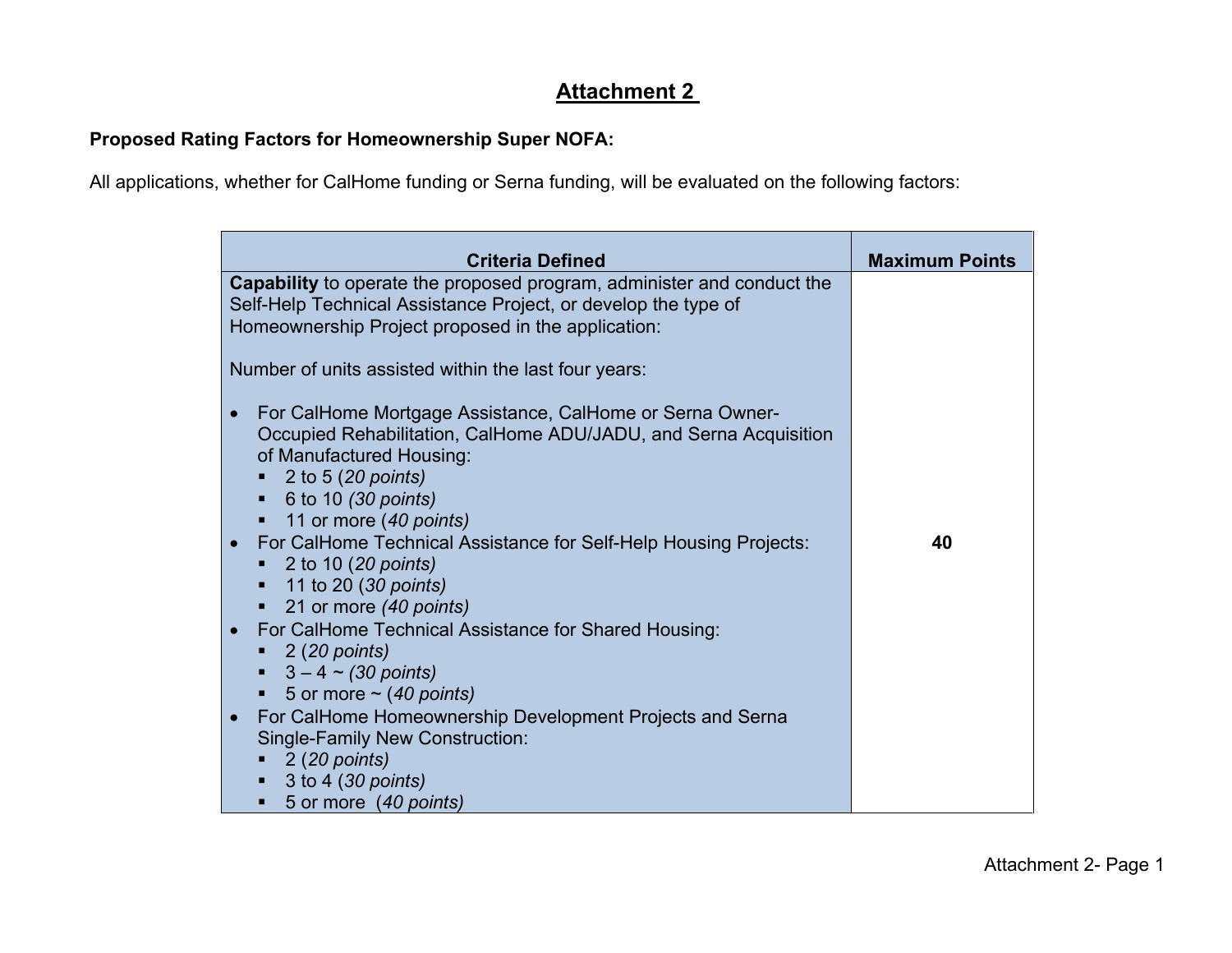# Attachment 2

**Proposed Rating Factors for Homeownership Super NOFA:**

All applications, whether for CalHome funding or Serna funding, will be evaluated on the following factors:

| Criteria Defined | Maximum Points |
| --- | --- |
| **Capability** to operate the proposed program, administer and conduct the Self-Help Technical Assistance Project, or develop the type of Homeownership Project proposed in the application:<br><br>Number of units assisted within the last four years:<br><br>• For CalHome Mortgage Assistance, CalHome or Serna Owner-Occupied Rehabilitation, CalHome ADU/JADU, and Serna Acquisition of Manufactured Housing:<br>&nbsp;&nbsp;▪ 2 to 5 (*20 points)*<br>&nbsp;&nbsp;▪ 6 to 10 *(30 points)*<br>&nbsp;&nbsp;▪ 11 or more *(40 points)*<br>• For CalHome Technical Assistance for Self-Help Housing Projects:<br>&nbsp;&nbsp;▪ 2 to 10 (*20 points)*<br>&nbsp;&nbsp;▪ 11 to 20 (*30 points)*<br>&nbsp;&nbsp;▪ 21 or more *(40 points)*<br>• For CalHome Technical Assistance for Shared Housing:<br>&nbsp;&nbsp;▪ 2 (*20 points)*<br>&nbsp;&nbsp;▪ 3 – 4 ~ *(30 points)*<br>&nbsp;&nbsp;▪ 5 or more ~ (*40 points)*<br>• For CalHome Homeownership Development Projects and Serna Single-Family New Construction:<br>&nbsp;&nbsp;▪ 2 (*20 points)*<br>&nbsp;&nbsp;▪ 3 to 4 (*30 points)*<br>&nbsp;&nbsp;▪ 5 or more (*40 points)* | **40** |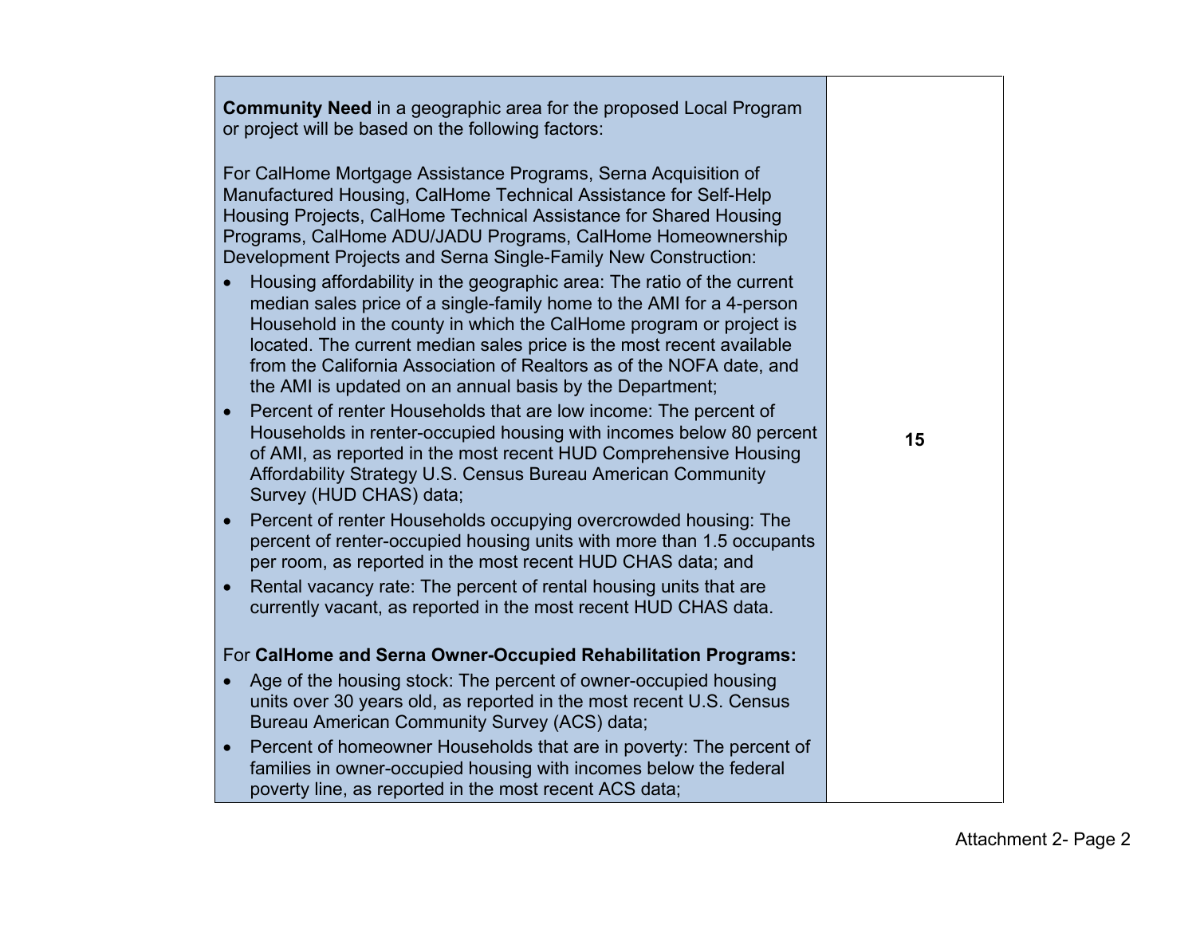| | |
|---|---|
| **Community Need** in a geographic area for the proposed Local Program or project will be based on the following factors:<br><br>For CalHome Mortgage Assistance Programs, Serna Acquisition of Manufactured Housing, CalHome Technical Assistance for Self-Help Housing Projects, CalHome Technical Assistance for Shared Housing Programs, CalHome ADU/JADU Programs, CalHome Homeownership Development Projects and Serna Single-Family New Construction:<br>• Housing affordability in the geographic area: The ratio of the current median sales price of a single-family home to the AMI for a 4-person Household in the county in which the CalHome program or project is located. The current median sales price is the most recent available from the California Association of Realtors as of the NOFA date, and the AMI is updated on an annual basis by the Department;<br>• Percent of renter Households that are low income: The percent of Households in renter-occupied housing with incomes below 80 percent of AMI, as reported in the most recent HUD Comprehensive Housing Affordability Strategy U.S. Census Bureau American Community Survey (HUD CHAS) data;<br>• Percent of renter Households occupying overcrowded housing: The percent of renter-occupied housing units with more than 1.5 occupants per room, as reported in the most recent HUD CHAS data; and<br>• Rental vacancy rate: The percent of rental housing units that are currently vacant, as reported in the most recent HUD CHAS data.<br><br>For **CalHome and Serna Owner-Occupied Rehabilitation Programs:**<br>• Age of the housing stock: The percent of owner-occupied housing units over 30 years old, as reported in the most recent U.S. Census Bureau American Community Survey (ACS) data;<br>• Percent of homeowner Households that are in poverty: The percent of families in owner-occupied housing with incomes below the federal poverty line, as reported in the most recent ACS data; | **15** |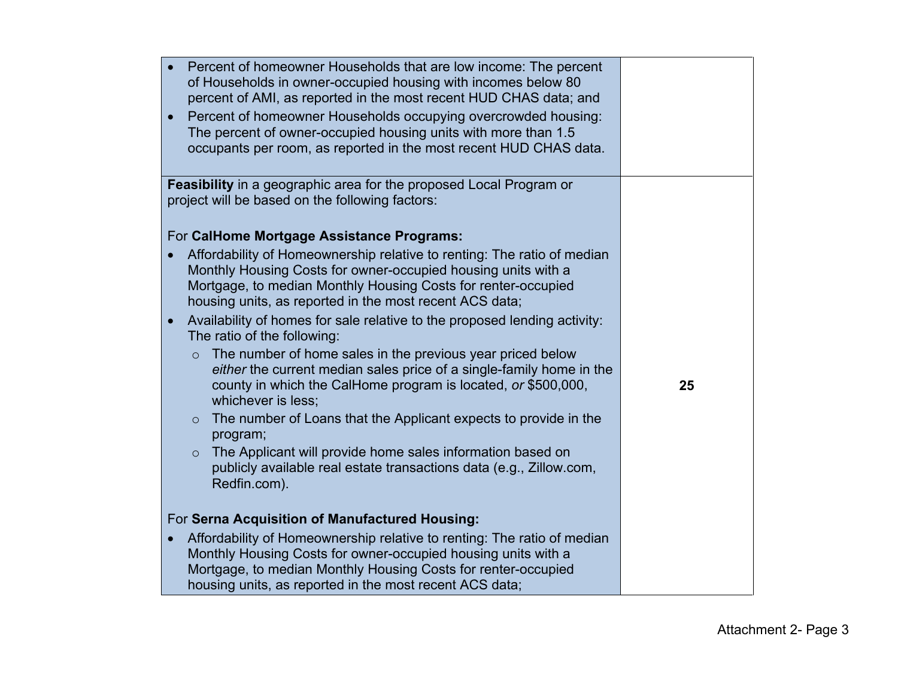| | |
|---|---|
| • Percent of homeowner Households that are low income: The percent of Households in owner-occupied housing with incomes below 80 percent of AMI, as reported in the most recent HUD CHAS data; and<br>• Percent of homeowner Households occupying overcrowded housing: The percent of owner-occupied housing units with more than 1.5 occupants per room, as reported in the most recent HUD CHAS data. | |
| **Feasibility** in a geographic area for the proposed Local Program or project will be based on the following factors:<br><br>For **CalHome Mortgage Assistance Programs:**<br>• Affordability of Homeownership relative to renting: The ratio of median Monthly Housing Costs for owner-occupied housing units with a Mortgage, to median Monthly Housing Costs for renter-occupied housing units, as reported in the most recent ACS data;<br>• Availability of homes for sale relative to the proposed lending activity: The ratio of the following:<br>&nbsp;&nbsp;&nbsp;&nbsp;○ The number of home sales in the previous year priced below *either* the current median sales price of a single-family home in the county in which the CalHome program is located, *or* $500,000, whichever is less;<br>&nbsp;&nbsp;&nbsp;&nbsp;○ The number of Loans that the Applicant expects to provide in the program;<br>&nbsp;&nbsp;&nbsp;&nbsp;○ The Applicant will provide home sales information based on publicly available real estate transactions data (e.g., Zillow.com, Redfin.com).<br><br>For **Serna Acquisition of Manufactured Housing:**<br>• Affordability of Homeownership relative to renting: The ratio of median Monthly Housing Costs for owner-occupied housing units with a Mortgage, to median Monthly Housing Costs for renter-occupied housing units, as reported in the most recent ACS data; | **25** |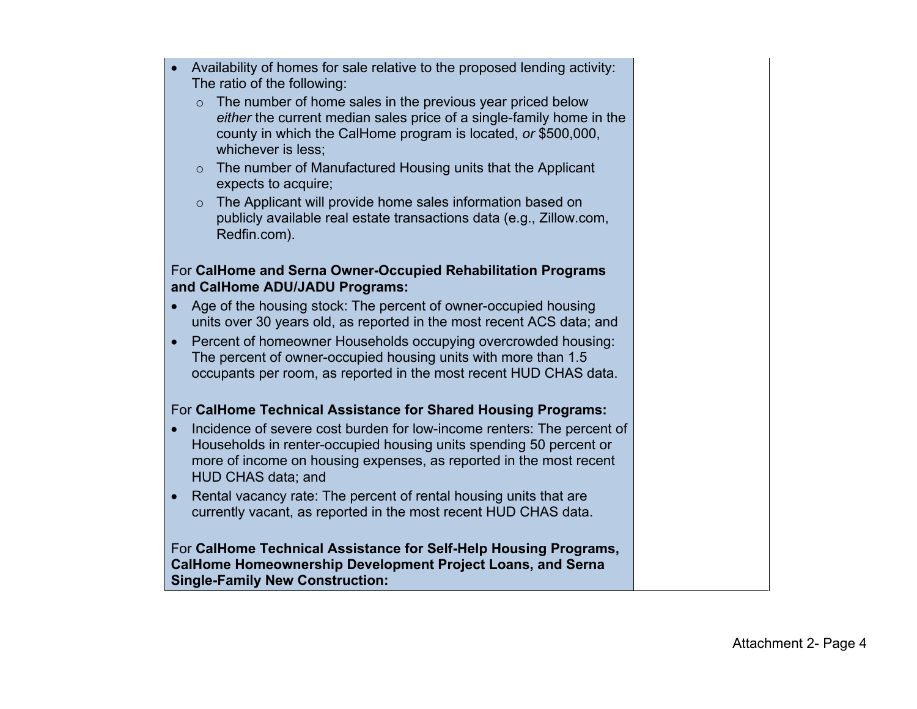| | |
|---|---|
| • Availability of homes for sale relative to the proposed lending activity: The ratio of the following:<br>  ○ The number of home sales in the previous year priced below *either* the current median sales price of a single-family home in the county in which the CalHome program is located, *or* $500,000, whichever is less;<br>  ○ The number of Manufactured Housing units that the Applicant expects to acquire;<br>  ○ The Applicant will provide home sales information based on publicly available real estate transactions data (e.g., Zillow.com, Redfin.com).<br><br>For **CalHome and Serna Owner-Occupied Rehabilitation Programs and CalHome ADU/JADU Programs:**<br>• Age of the housing stock: The percent of owner-occupied housing units over 30 years old, as reported in the most recent ACS data; and<br>• Percent of homeowner Households occupying overcrowded housing: The percent of owner-occupied housing units with more than 1.5 occupants per room, as reported in the most recent HUD CHAS data.<br><br>For **CalHome Technical Assistance for Shared Housing Programs:**<br>• Incidence of severe cost burden for low-income renters: The percent of Households in renter-occupied housing units spending 50 percent or more of income on housing expenses, as reported in the most recent HUD CHAS data; and<br>• Rental vacancy rate: The percent of rental housing units that are currently vacant, as reported in the most recent HUD CHAS data.<br><br>For **CalHome Technical Assistance for Self-Help Housing Programs, CalHome Homeownership Development Project Loans, and Serna Single-Family New Construction:** | |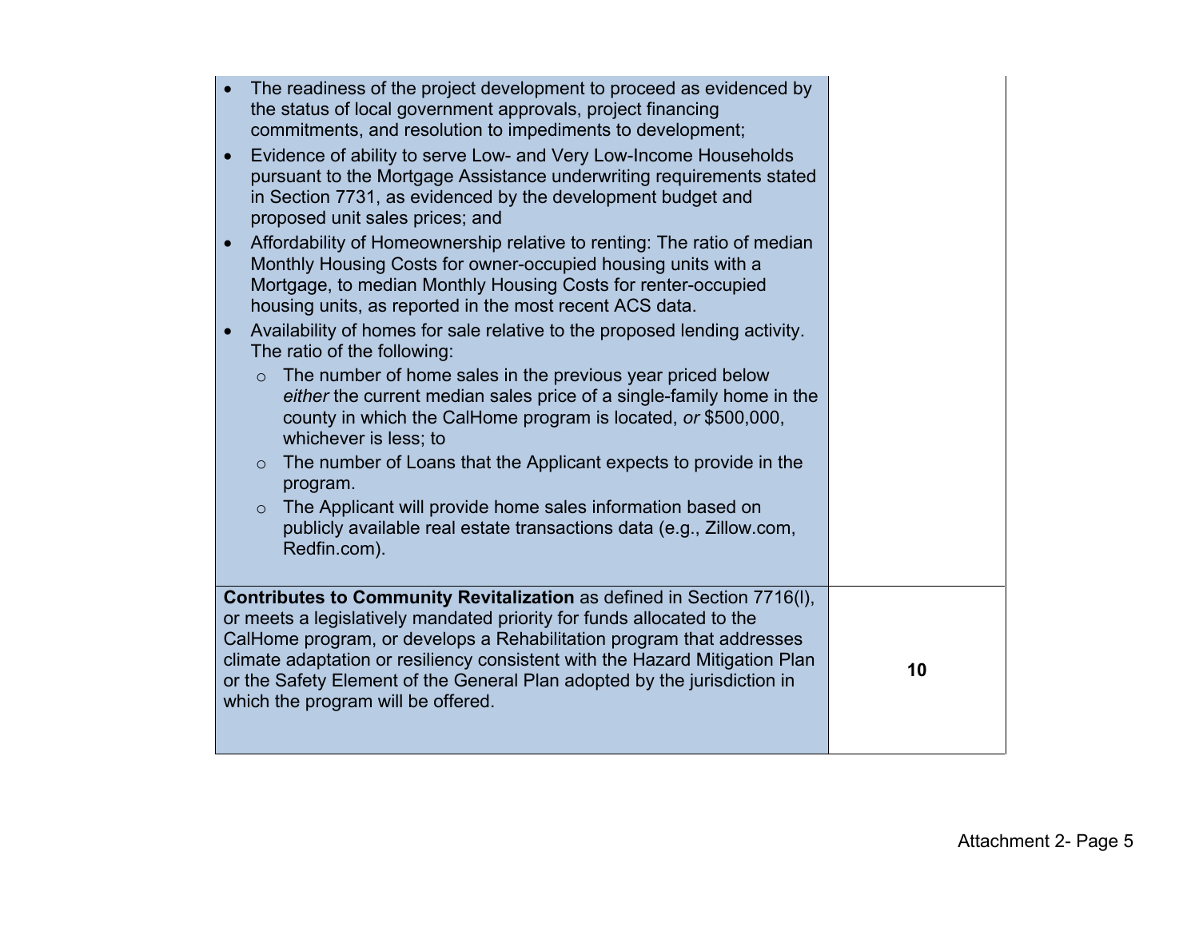| | |
|---|---|
| • The readiness of the project development to proceed as evidenced by the status of local government approvals, project financing commitments, and resolution to impediments to development;<br>• Evidence of ability to serve Low- and Very Low-Income Households pursuant to the Mortgage Assistance underwriting requirements stated in Section 7731, as evidenced by the development budget and proposed unit sales prices; and<br>• Affordability of Homeownership relative to renting: The ratio of median Monthly Housing Costs for owner-occupied housing units with a Mortgage, to median Monthly Housing Costs for renter-occupied housing units, as reported in the most recent ACS data.<br>• Availability of homes for sale relative to the proposed lending activity. The ratio of the following:<br>&nbsp;&nbsp;○ The number of home sales in the previous year priced below *either* the current median sales price of a single-family home in the county in which the CalHome program is located, *or* $500,000, whichever is less; to<br>&nbsp;&nbsp;○ The number of Loans that the Applicant expects to provide in the program.<br>&nbsp;&nbsp;○ The Applicant will provide home sales information based on publicly available real estate transactions data (e.g., Zillow.com, Redfin.com). | |
| **Contributes to Community Revitalization** as defined in Section 7716(l), or meets a legislatively mandated priority for funds allocated to the CalHome program, or develops a Rehabilitation program that addresses climate adaptation or resiliency consistent with the Hazard Mitigation Plan or the Safety Element of the General Plan adopted by the jurisdiction in which the program will be offered. | **10** |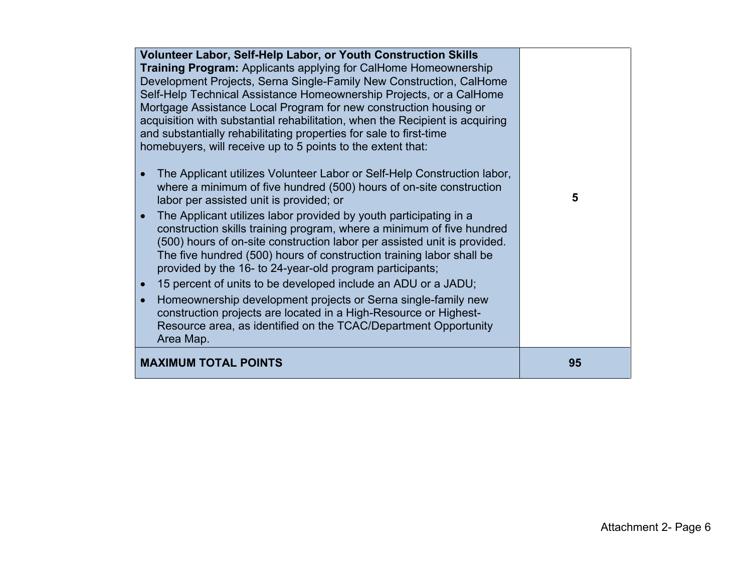| | |
|---|---|
| **Volunteer Labor, Self-Help Labor, or Youth Construction Skills Training Program:** Applicants applying for CalHome Homeownership Development Projects, Serna Single-Family New Construction, CalHome Self-Help Technical Assistance Homeownership Projects, or a CalHome Mortgage Assistance Local Program for new construction housing or acquisition with substantial rehabilitation, when the Recipient is acquiring and substantially rehabilitating properties for sale to first-time homebuyers, will receive up to 5 points to the extent that:<br><br>• The Applicant utilizes Volunteer Labor or Self-Help Construction labor, where a minimum of five hundred (500) hours of on-site construction labor per assisted unit is provided; or<br>• The Applicant utilizes labor provided by youth participating in a construction skills training program, where a minimum of five hundred (500) hours of on-site construction labor per assisted unit is provided. The five hundred (500) hours of construction training labor shall be provided by the 16- to 24-year-old program participants;<br>• 15 percent of units to be developed include an ADU or a JADU;<br>• Homeownership development projects or Serna single-family new construction projects are located in a High-Resource or Highest-Resource area, as identified on the TCAC/Department Opportunity Area Map. | **5** |
| **MAXIMUM TOTAL POINTS** | **95** |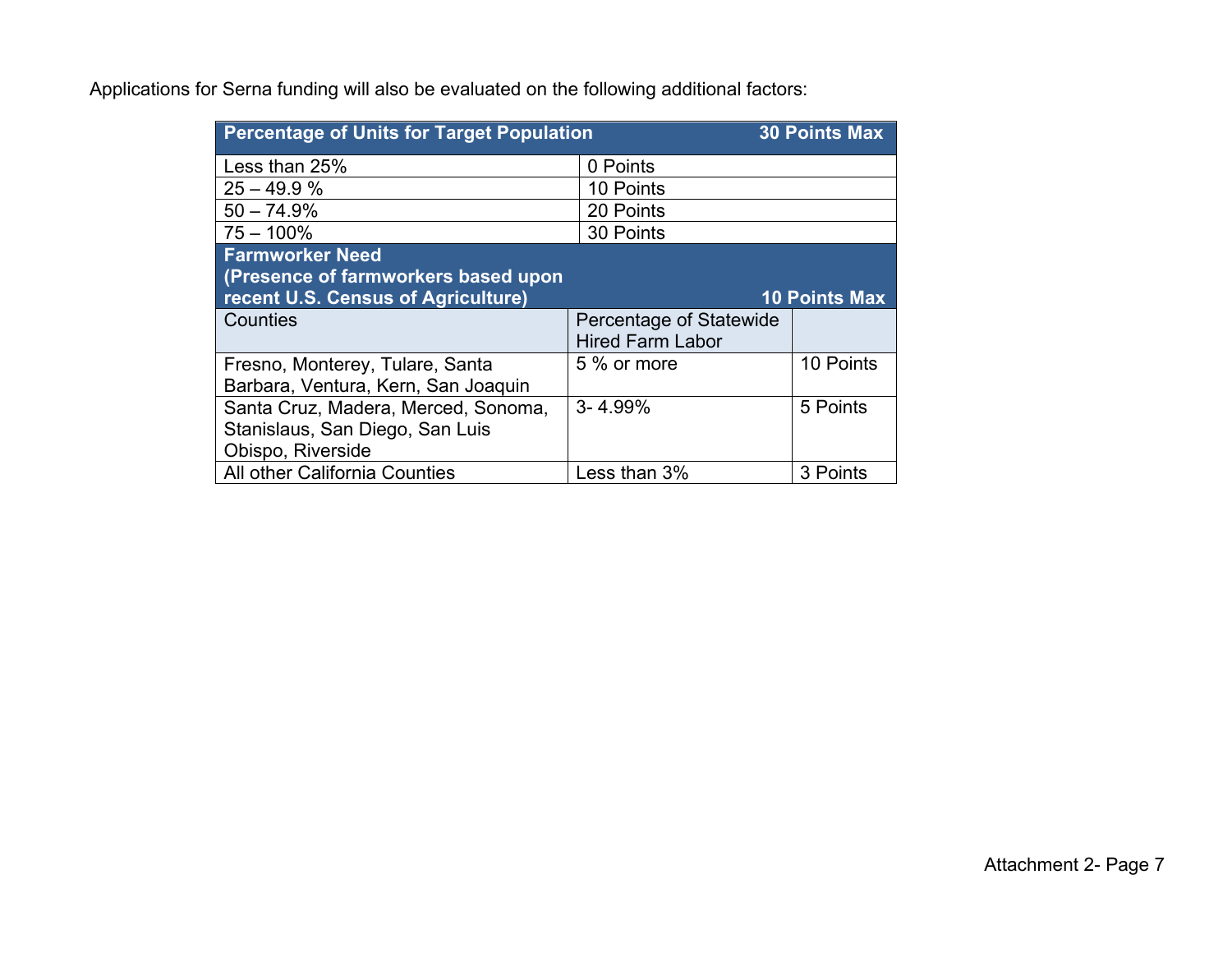Applications for Serna funding will also be evaluated on the following additional factors:

| **Percentage of Units for Target Population** | | **30 Points Max** |
|---|---|---|
| Less than 25% | 0 Points | |
| 25 – 49.9 % | 10 Points | |
| 50 – 74.9% | 20 Points | |
| 75 – 100% | 30 Points | |
| **Farmworker Need (Presence of farmworkers based upon recent U.S. Census of Agriculture)** | | **10 Points Max** |
| Counties | Percentage of Statewide Hired Farm Labor | |
| Fresno, Monterey, Tulare, Santa Barbara, Ventura, Kern, San Joaquin | 5 % or more | 10 Points |
| Santa Cruz, Madera, Merced, Sonoma, Stanislaus, San Diego, San Luis Obispo, Riverside | 3- 4.99% | 5 Points |
| All other California Counties | Less than 3% | 3 Points |